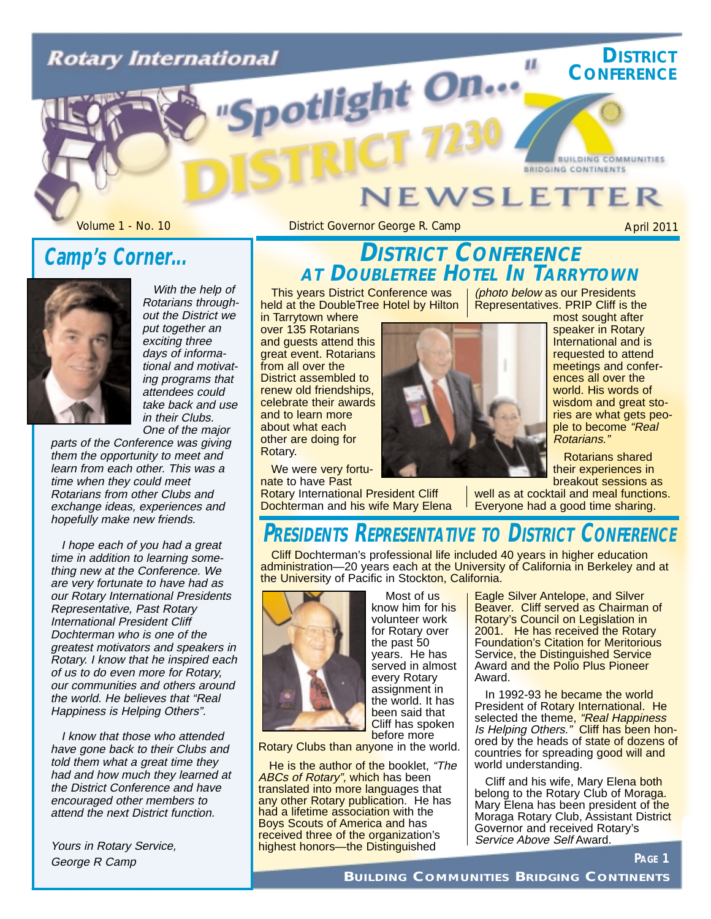# Rotary International "Spotlight On..." District 7230 Newsletter

**District Conference** — Building Communities Bridging Continents

Volume 1 - No. 10 | District Governor George R. Camp | April 2011

## Camp's Corner...

*With the help of Rotarians throughout the District we put together an exciting three days of informational and motivating programs that attendees could take back and use in their Clubs. One of the major parts of the Conference was giving them the opportunity to meet and learn from each other. This was a time when they could meet Rotarians from other Clubs and exchange ideas, experiences and hopefully make new friends.*

*I hope each of you had a great time in addition to learning something new at the Conference. We are very fortunate to have had as our Rotary International Presidents Representative, Past Rotary International President Cliff Dochterman who is one of the greatest motivators and speakers in Rotary. I know that he inspired each of us to do even more for Rotary, our communities and others around the world. He believes that "Real Happiness is Helping Others".*

*I know that those who attended have gone back to their Clubs and told them what a great time they had and how much they learned at the District Conference and have encouraged other members to attend the next District function.*

*Yours in Rotary Service,*
*George R Camp*

## District Conference at DoubleTree Hotel in Tarrytown

This years District Conference was held at the DoubleTree Hotel by Hilton in Tarrytown where over 135 Rotarians and guests attend this great event. Rotarians from all over the District assembled to renew old friendships, celebrate their awards and to learn more about what each other are doing for Rotary.

We were very fortunate to have Past Rotary International President Cliff Dochterman and his wife Mary Elena *(photo below* as our Presidents Representatives. PRIP Cliff is the most sought after speaker in Rotary International and is requested to attend meetings and conferences all over the world. His words of wisdom and great stories are what gets people to become *"Real Rotarians."*

Rotarians shared their experiences in breakout sessions as well as at cocktail and meal functions. Everyone had a good time sharing.

## Presidents Representative to District Conference

Cliff Dochterman's professional life included 40 years in higher education administration—20 years each at the University of California in Berkeley and at the University of Pacific in Stockton, California.

Most of us know him for his volunteer work for Rotary over the past 50 years. He has served in almost every Rotary assignment in the world. It has been said that Cliff has spoken before more Rotary Clubs than anyone in the world.

He is the author of the booklet, *"The ABCs of Rotary"*, which has been translated into more languages that any other Rotary publication. He has had a lifetime association with the Boys Scouts of America and has received three of the organization's highest honors—the Distinguished Eagle Silver Antelope, and Silver Beaver. Cliff served as Chairman of Rotary's Council on Legislation in 2001. He has received the Rotary Foundation's Citation for Meritorious Service, the Distinguished Service Award and the Polio Plus Pioneer Award.

In 1992-93 he became the world President of Rotary International. He selected the theme, *"Real Happiness Is Helping Others."* Cliff has been honored by the heads of state of dozens of countries for spreading good will and world understanding.

Cliff and his wife, Mary Elena both belong to the Rotary Club of Moraga. Mary Elena has been president of the Moraga Rotary Club, Assistant District Governor and received Rotary's *Service Above Self* Award.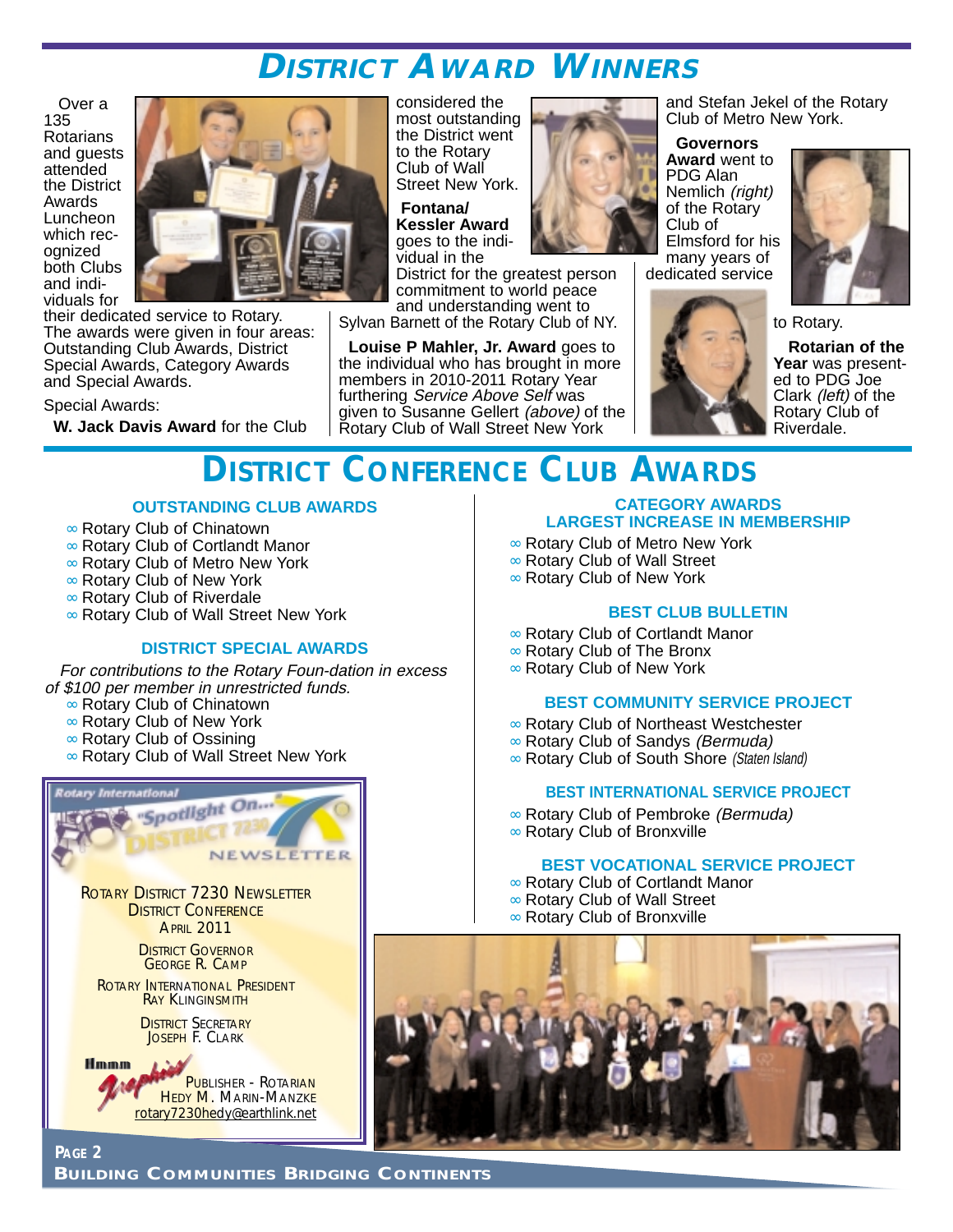# DISTRICT AWARD WINNERS

Over a 135 Rotarians and guests attended the District Awards Luncheon which recognized both Clubs and individuals for their dedicated service to Rotary. The awards were given in four areas: Outstanding Club Awards, District Special Awards, Category Awards and Special Awards.

Special Awards:

**W. Jack Davis Award** for the Club considered the most outstanding the District went to the Rotary Club of Wall Street New York.

**Fontana/ Kessler Award** goes to the individual in the District for the greatest person commitment to world peace and understanding went to Sylvan Barnett of the Rotary Club of NY.

**Louise P Mahler, Jr. Award** goes to the individual who has brought in more members in 2010-2011 Rotary Year furthering *Service Above Self* was given to Susanne Gellert *(above)* of the Rotary Club of Wall Street New York and Stefan Jekel of the Rotary Club of Metro New York.

**Governors Award** went to PDG Alan Nemlich *(right)* of the Rotary Club of Elmsford for his many years of dedicated service to Rotary.

**Rotarian of the Year** was presented to PDG Joe Clark *(left)* of the Rotary Club of Riverdale.

# DISTRICT CONFERENCE CLUB AWARDS

### OUTSTANDING CLUB AWARDS

- Rotary Club of Chinatown
- Rotary Club of Cortlandt Manor
- Rotary Club of Metro New York
- Rotary Club of New York
- Rotary Club of Riverdale
- Rotary Club of Wall Street New York

### DISTRICT SPECIAL AWARDS

*For contributions to the Rotary Foun-dation in excess of $100 per member in unrestricted funds.*

- Rotary Club of Chinatown
- Rotary Club of New York
- Rotary Club of Ossining
- Rotary Club of Wall Street New York

Rotary International "Spotlight On..." DISTRICT 7230 NEWSLETTER

ROTARY DISTRICT 7230 NEWSLETTER
DISTRICT CONFERENCE
APRIL 2011

DISTRICT GOVERNOR
GEORGE R. CAMP

ROTARY INTERNATIONAL PRESIDENT
RAY KLINGINSMITH

DISTRICT SECRETARY
JOSEPH F. CLARK

Hmmm Graphics
PUBLISHER - ROTARIAN
HEDY M. MARIN-MANZKE
rotary7230hedy@earthlink.net

### CATEGORY AWARDS
### LARGEST INCREASE IN MEMBERSHIP

- Rotary Club of Metro New York
- Rotary Club of Wall Street
- Rotary Club of New York

### BEST CLUB BULLETIN

- Rotary Club of Cortlandt Manor
- Rotary Club of The Bronx
- Rotary Club of New York

### BEST COMMUNITY SERVICE PROJECT

- Rotary Club of Northeast Westchester
- Rotary Club of Sandys *(Bermuda)*
- Rotary Club of South Shore *(Staten Island)*

### BEST INTERNATIONAL SERVICE PROJECT

- Rotary Club of Pembroke *(Bermuda)*
- Rotary Club of Bronxville

### BEST VOCATIONAL SERVICE PROJECT

- Rotary Club of Cortlandt Manor
- Rotary Club of Wall Street
- Rotary Club of Bronxville

BUILDING COMMUNITIES BRIDGING CONTINENTS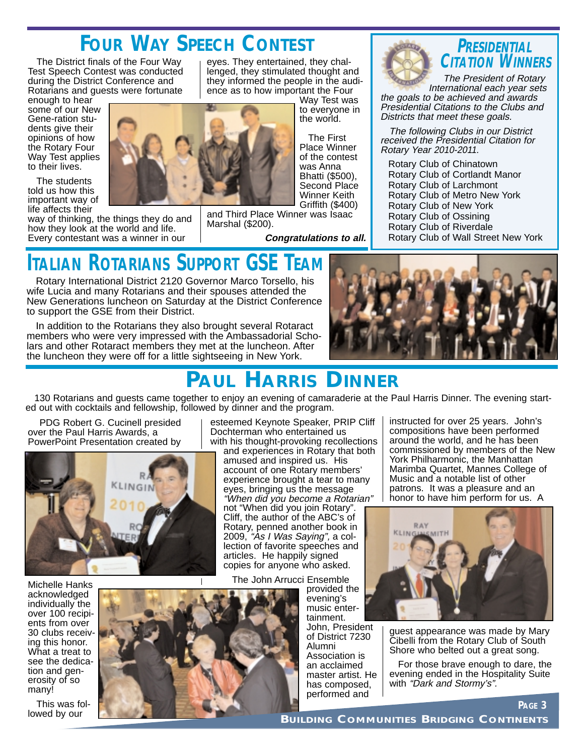# Four Way Speech Contest

The District finals of the Four Way Test Speech Contest was conducted during the District Conference and Rotarians and guests were fortunate enough to hear some of our New Gene-ration students give their opinions of how the Rotary Four Way Test applies to their lives.

The students told us how this important way of life affects their way of thinking, the things they do and how they look at the world and life. Every contestant was a winner in our eyes. They entertained, they challenged, they stimulated thought and they informed the people in the audience as to how important the Four Way Test was to everyone in the world.

The First Place Winner of the contest was Anna Bhatti ($500), Second Place Winner Keith Griffith ($400) and Third Place Winner was Isaac Marshal ($200).

***Congratulations to all.***

# Presidential Citation Winners

*The President of Rotary International each year sets the goals to be achieved and awards Presidential Citations to the Clubs and Districts that meet these goals.*

*The following Clubs in our District received the Presidential Citation for Rotary Year 2010-2011.*

- Rotary Club of Chinatown
- Rotary Club of Cortlandt Manor
- Rotary Club of Larchmont
- Rotary Club of Metro New York
- Rotary Club of New York
- Rotary Club of Ossining
- Rotary Club of Riverdale
- Rotary Club of Wall Street New York

# Italian Rotarians Support GSE Team

Rotary International District 2120 Governor Marco Torsello, his wife Lucia and many Rotarians and their spouses attended the New Generations luncheon on Saturday at the District Conference to support the GSE from their District.

In addition to the Rotarians they also brought several Rotaract members who were very impressed with the Ambassadorial Scholars and other Rotaract members they met at the luncheon. After the luncheon they were off for a little sightseeing in New York.

# Paul Harris Dinner

130 Rotarians and guests came together to enjoy an evening of camaraderie at the Paul Harris Dinner. The evening started out with cocktails and fellowship, followed by dinner and the program.

PDG Robert G. Cucinell presided over the Paul Harris Awards, a PowerPoint Presentation created by Michelle Hanks acknowledged individually the over 100 recipients from over 30 clubs receiving this honor. What a treat to see the dedication and generosity of so many!

This was followed by our esteemed Keynote Speaker, PRIP Cliff Dochterman who entertained us with his thought-provoking recollections and experiences in Rotary that both amused and inspired us. His account of one Rotary members' experience brought a tear to many eyes, bringing us the message *"When did you become a Rotarian"* not "When did you join Rotary". Cliff, the author of the ABC's of Rotary, penned another book in 2009, *"As I Was Saying"*, a collection of favorite speeches and articles. He happily signed copies for anyone who asked.

The John Arrucci Ensemble provided the evening's music entertainment. John, President of District 7230 Alumni Association is an acclaimed master artist. He has composed, performed and instructed for over 25 years. John's compositions have been performed around the world, and he has been commissioned by members of the New York Philharmonic, the Manhattan Marimba Quartet, Mannes College of Music and a notable list of other patrons. It was a pleasure and an honor to have him perform for us. A guest appearance was made by Mary Cibelli from the Rotary Club of South Shore who belted out a great song.

For those brave enough to dare, the evening ended in the Hospitality Suite with *"Dark and Stormy's"*.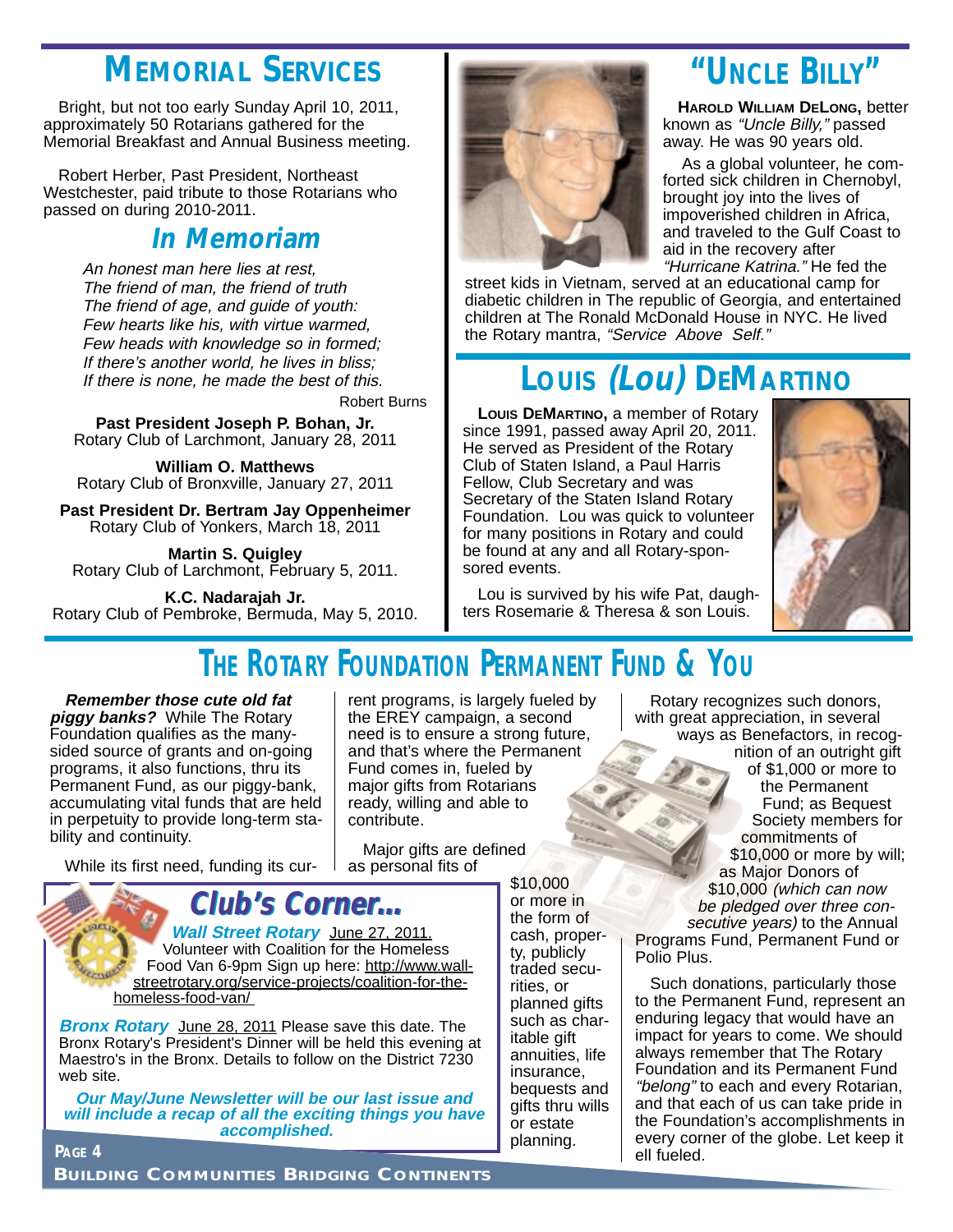# MEMORIAL SERVICES

Bright, but not too early Sunday April 10, 2011, approximately 50 Rotarians gathered for the Memorial Breakfast and Annual Business meeting.

Robert Herber, Past President, Northeast Westchester, paid tribute to those Rotarians who passed on during 2010-2011.

## *In Memoriam*

*An honest man here lies at rest,*
*The friend of man, the friend of truth*
*The friend of age, and guide of youth:*
*Few hearts like his, with virtue warmed,*
*Few heads with knowledge so in formed;*
*If there's another world, he lives in bliss;*
*If there is none, he made the best of this.*

Robert Burns

**Past President Joseph P. Bohan, Jr.**
Rotary Club of Larchmont, January 28, 2011

**William O. Matthews**
Rotary Club of Bronxville, January 27, 2011

**Past President Dr. Bertram Jay Oppenheimer**
Rotary Club of Yonkers, March 18, 2011

**Martin S. Quigley**
Rotary Club of Larchmont, February 5, 2011.

**K.C. Nadarajah Jr.**
Rotary Club of Pembroke, Bermuda, May 5, 2010.

# "UNCLE BILLY"

**HAROLD WILLIAM DELONG,** better known as *"Uncle Billy,"* passed away. He was 90 years old.

As a global volunteer, he comforted sick children in Chernobyl, brought joy into the lives of impoverished children in Africa, and traveled to the Gulf Coast to aid in the recovery after *"Hurricane Katrina."* He fed the street kids in Vietnam, served at an educational camp for diabetic children in The republic of Georgia, and entertained children at The Ronald McDonald House in NYC. He lived the Rotary mantra, *"Service Above Self."*

# LOUIS *(Lou)* DEMARTINO

**LOUIS DEMARTINO,** a member of Rotary since 1991, passed away April 20, 2011. He served as President of the Rotary Club of Staten Island, a Paul Harris Fellow, Club Secretary and was Secretary of the Staten Island Rotary Foundation. Lou was quick to volunteer for many positions in Rotary and could be found at any and all Rotary-sponsored events.

Lou is survived by his wife Pat, daughters Rosemarie & Theresa & son Louis.

# THE ROTARY FOUNDATION PERMANENT FUND & YOU

***Remember those cute old fat piggy banks?*** While The Rotary Foundation qualifies as the many-sided source of grants and on-going programs, it also functions, thru its Permanent Fund, as our piggy-bank, accumulating vital funds that are held in perpetuity to provide long-term stability and continuity.

While its first need, funding its current programs, is largely fueled by the EREY campaign, a second need is to ensure a strong future, and that's where the Permanent Fund comes in, fueled by major gifts from Rotarians ready, willing and able to contribute.

Major gifts are defined as personal fits of $10,000 or more in the form of cash, property, publicly traded securities, or planned gifts such as charitable gift annuities, life insurance, bequests and gifts thru wills or estate planning.

Rotary recognizes such donors, with great appreciation, in several ways as Benefactors, in recognition of an outright gift of $1,000 or more to the Permanent Fund; as Bequest Society members for commitments of $10,000 or more by will; as Major Donors of $10,000 *(which can now be pledged over three consecutive years)* to the Annual Programs Fund, Permanent Fund or Polio Plus.

Such donations, particularly those to the Permanent Fund, represent an enduring legacy that would have an impact for years to come. We should always remember that The Rotary Foundation and its Permanent Fund *"belong"* to each and every Rotarian, and that each of us can take pride in the Foundation's accomplishments in every corner of the globe. Let keep it ell fueled.

## *Club's Corner...*

***Wall Street Rotary*** June 27, 2011. Volunteer with Coalition for the Homeless Food Van 6-9pm Sign up here: http://www.wallstreetrotary.org/service-projects/coalition-for-the-homeless-food-van/

***Bronx Rotary*** June 28, 2011 Please save this date. The Bronx Rotary's President's Dinner will be held this evening at Maestro's in the Bronx. Details to follow on the District 7230 web site.

***Our May/June Newsletter will be our last issue and will include a recap of all the exciting things you have accomplished.***